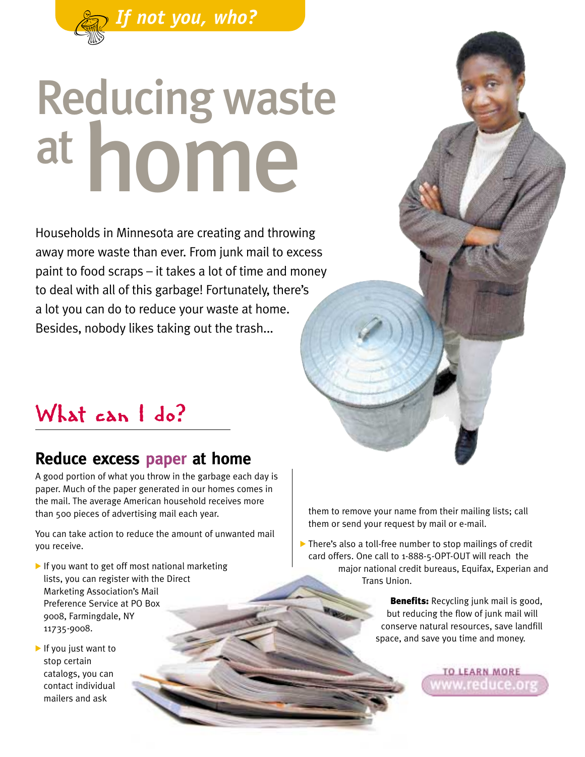*If not you, who?*

# Reducing waste at home

Households in Minnesota are creating and throwing away more waste than ever. From junk mail to excess paint to food scraps – it takes a lot of time and money to deal with all of this garbage! Fortunately, there's a lot you can do to reduce your waste at home. Besides, nobody likes taking out the trash...

## What can I do?

### Reduce excess paper at home

A good portion of what you throw in the garbage each day is paper. Much of the paper generated in our homes comes in the mail. The average American household receives more than 500 pieces of advertising mail each year.

You can take action to reduce the amount of unwanted mail you receive.

- If you want to get off most national marketing lists, you can register with the Direct Marketing Association's Mail Preference Service at PO Box 9008, Farmingdale, NY 11735-9008.
- If you just want to stop certain catalogs, you can contact individual mailers and ask them to remove your name from their mailing lists; call them or send your request by mail or e-mail.
- There's also a toll-free number to stop mailings of credit card offers. One call to 1-888-5-OPT-OUT will reach the major national credit bureaus, Equifax, Experian and Trans Union.

**Benefits:** Recycling junk mail is good, but reducing the flow of junk mail will conserve natural resources, save landfill space, and save you time and money.

TO LEARN MORE
www.reduce.org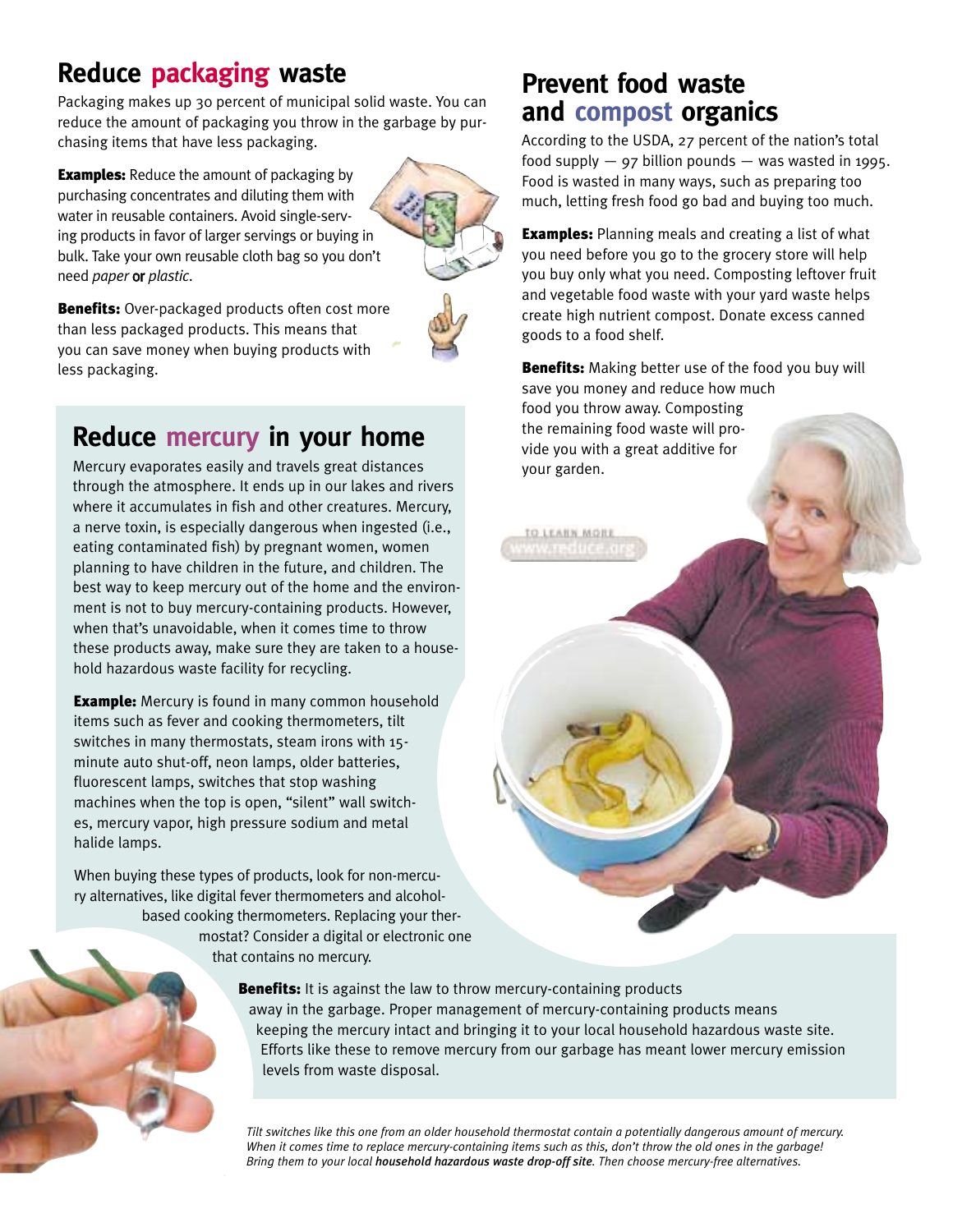## Reduce packaging waste

Packaging makes up 30 percent of municipal solid waste. You can reduce the amount of packaging you throw in the garbage by purchasing items that have less packaging.

**Examples:** Reduce the amount of packaging by purchasing concentrates and diluting them with water in reusable containers. Avoid single-serving products in favor of larger servings or buying in bulk. Take your own reusable cloth bag so you don't need *paper* or *plastic*.

**Benefits:** Over-packaged products often cost more than less packaged products. This means that you can save money when buying products with less packaging.

## Reduce mercury in your home

Mercury evaporates easily and travels great distances through the atmosphere. It ends up in our lakes and rivers where it accumulates in fish and other creatures. Mercury, a nerve toxin, is especially dangerous when ingested (i.e., eating contaminated fish) by pregnant women, women planning to have children in the future, and children. The best way to keep mercury out of the home and the environment is not to buy mercury-containing products. However, when that's unavoidable, when it comes time to throw these products away, make sure they are taken to a household hazardous waste facility for recycling.

**Example:** Mercury is found in many common household items such as fever and cooking thermometers, tilt switches in many thermostats, steam irons with 15-minute auto shut-off, neon lamps, older batteries, fluorescent lamps, switches that stop washing machines when the top is open, "silent" wall switches, mercury vapor, high pressure sodium and metal halide lamps.

When buying these types of products, look for non-mercury alternatives, like digital fever thermometers and alcohol-based cooking thermometers. Replacing your thermostat? Consider a digital or electronic one that contains no mercury.

**Benefits:** It is against the law to throw mercury-containing products away in the garbage. Proper management of mercury-containing products means keeping the mercury intact and bringing it to your local household hazardous waste site. Efforts like these to remove mercury from our garbage has meant lower mercury emission levels from waste disposal.

*Tilt switches like this one from an older household thermostat contain a potentially dangerous amount of mercury. When it comes time to replace mercury-containing items such as this, don't throw the old ones in the garbage! Bring them to your local* ***household hazardous waste drop-off site****. Then choose mercury-free alternatives.*

## Prevent food waste and compost organics

According to the USDA, 27 percent of the nation's total food supply — 97 billion pounds — was wasted in 1995. Food is wasted in many ways, such as preparing too much, letting fresh food go bad and buying too much.

**Examples:** Planning meals and creating a list of what you need before you go to the grocery store will help you buy only what you need. Composting leftover fruit and vegetable food waste with your yard waste helps create high nutrient compost. Donate excess canned goods to a food shelf.

**Benefits:** Making better use of the food you buy will save you money and reduce how much food you throw away. Composting the remaining food waste will provide you with a great additive for your garden.

TO LEARN MORE www.reduce.org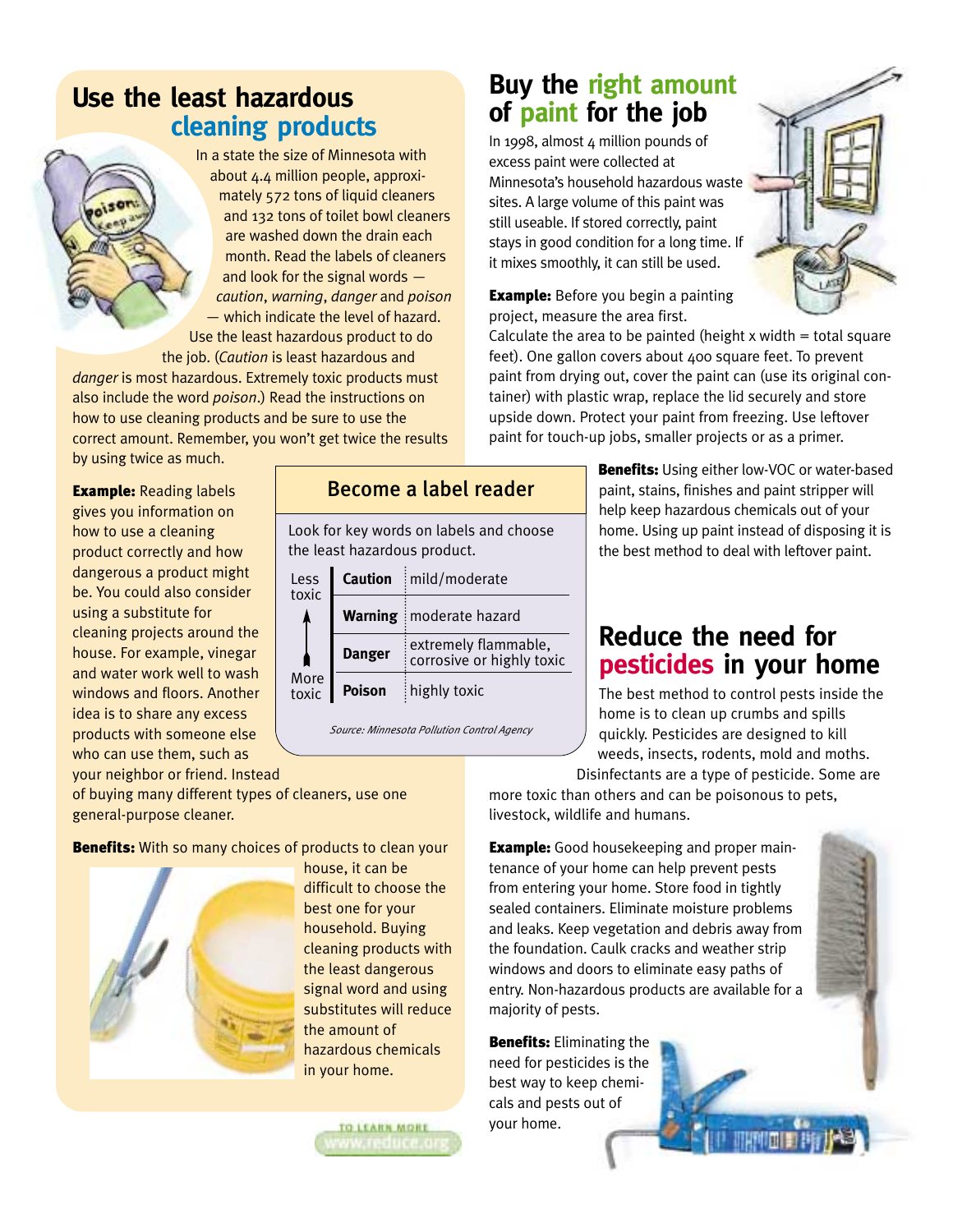## Use the least hazardous cleaning products

In a state the size of Minnesota with about 4.4 million people, approximately 572 tons of liquid cleaners and 132 tons of toilet bowl cleaners are washed down the drain each month. Read the labels of cleaners and look for the signal words — *caution*, *warning*, *danger* and *poison* — which indicate the level of hazard. Use the least hazardous product to do the job. (*Caution* is least hazardous and *danger* is most hazardous. Extremely toxic products must also include the word *poison*.) Read the instructions on how to use cleaning products and be sure to use the correct amount. Remember, you won't get twice the results by using twice as much.

**Example:** Reading labels gives you information on how to use a cleaning product correctly and how dangerous a product might be. You could also consider using a substitute for cleaning projects around the house. For example, vinegar and water work well to wash windows and floors. Another idea is to share any excess products with someone else who can use them, such as your neighbor or friend. Instead of buying many different types of cleaners, use one general-purpose cleaner.

### Become a label reader

Look for key words on labels and choose the least hazardous product.

| Toxicity | Signal word | Meaning |
|---|---|---|
| Less toxic | **Caution** | mild/moderate |
| | **Warning** | moderate hazard |
| | **Danger** | extremely flammable, corrosive or highly toxic |
| More toxic | **Poison** | highly toxic |

*Source: Minnesota Pollution Control Agency*

**Benefits:** With so many choices of products to clean your house, it can be difficult to choose the best one for your household. Buying cleaning products with the least dangerous signal word and using substitutes will reduce the amount of hazardous chemicals in your home.

TO LEARN MORE www.reduce.org

## Buy the right amount of paint for the job

In 1998, almost 4 million pounds of excess paint were collected at Minnesota's household hazardous waste sites. A large volume of this paint was still useable. If stored correctly, paint stays in good condition for a long time. If it mixes smoothly, it can still be used.

**Example:** Before you begin a painting project, measure the area first. Calculate the area to be painted (height x width = total square feet). One gallon covers about 400 square feet. To prevent paint from drying out, cover the paint can (use its original container) with plastic wrap, replace the lid securely and store upside down. Protect your paint from freezing. Use leftover paint for touch-up jobs, smaller projects or as a primer.

**Benefits:** Using either low-VOC or water-based paint, stains, finishes and paint stripper will help keep hazardous chemicals out of your home. Using up paint instead of disposing it is the best method to deal with leftover paint.

## Reduce the need for pesticides in your home

The best method to control pests inside the home is to clean up crumbs and spills quickly. Pesticides are designed to kill weeds, insects, rodents, mold and moths. Disinfectants are a type of pesticide. Some are more toxic than others and can be poisonous to pets, livestock, wildlife and humans.

**Example:** Good housekeeping and proper maintenance of your home can help prevent pests from entering your home. Store food in tightly sealed containers. Eliminate moisture problems and leaks. Keep vegetation and debris away from the foundation. Caulk cracks and weather strip windows and doors to eliminate easy paths of entry. Non-hazardous products are available for a majority of pests.

**Benefits:** Eliminating the need for pesticides is the best way to keep chemicals and pests out of your home.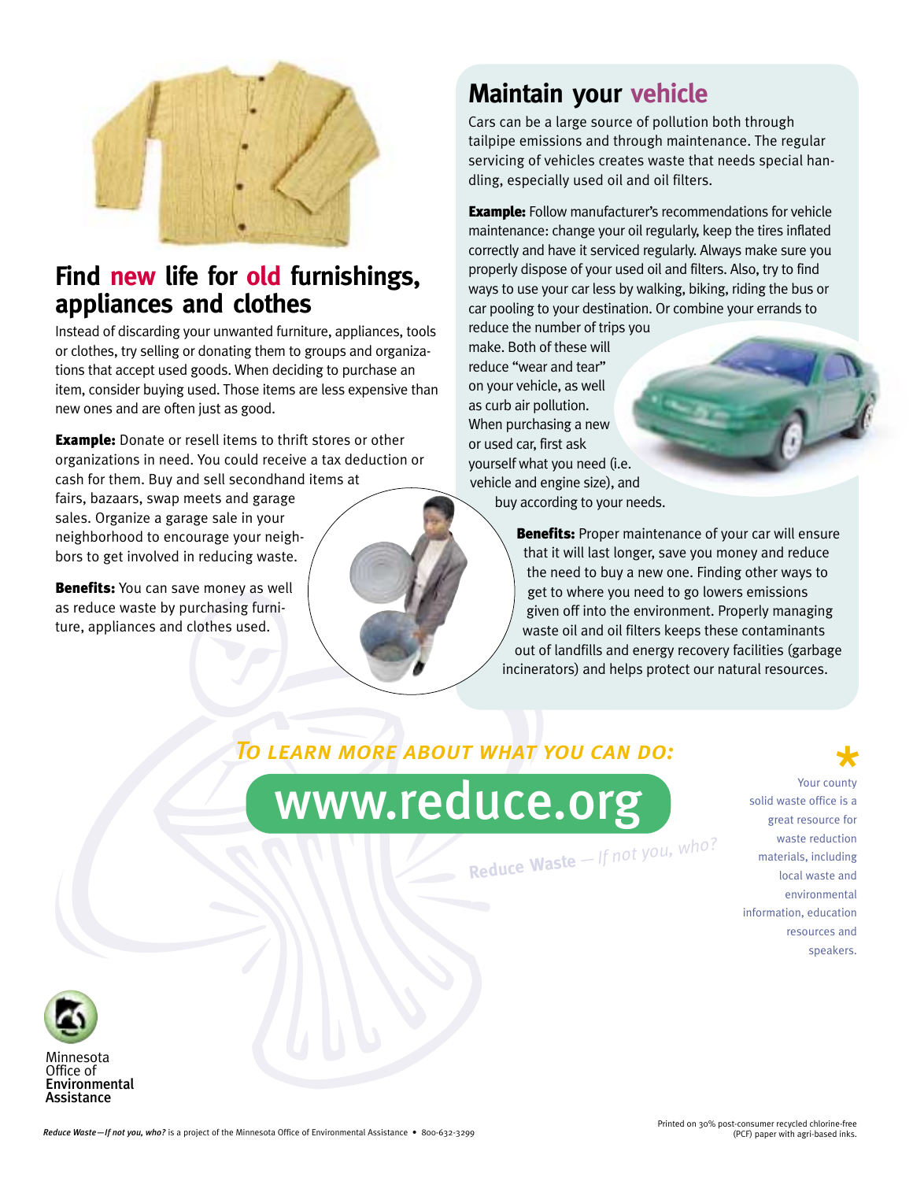## Find new life for old furnishings, appliances and clothes

Instead of discarding your unwanted furniture, appliances, tools or clothes, try selling or donating them to groups and organizations that accept used goods. When deciding to purchase an item, consider buying used. Those items are less expensive than new ones and are often just as good.

**Example:** Donate or resell items to thrift stores or other organizations in need. You could receive a tax deduction or cash for them. Buy and sell secondhand items at fairs, bazaars, swap meets and garage sales. Organize a garage sale in your neighborhood to encourage your neighbors to get involved in reducing waste.

**Benefits:** You can save money as well as reduce waste by purchasing furniture, appliances and clothes used.

## Maintain your vehicle

Cars can be a large source of pollution both through tailpipe emissions and through maintenance. The regular servicing of vehicles creates waste that needs special handling, especially used oil and oil filters.

**Example:** Follow manufacturer's recommendations for vehicle maintenance: change your oil regularly, keep the tires inflated correctly and have it serviced regularly. Always make sure you properly dispose of your used oil and filters. Also, try to find ways to use your car less by walking, biking, riding the bus or car pooling to your destination. Or combine your errands to reduce the number of trips you make. Both of these will reduce "wear and tear" on your vehicle, as well as curb air pollution. When purchasing a new or used car, first ask yourself what you need (i.e. vehicle and engine size), and buy according to your needs.

**Benefits:** Proper maintenance of your car will ensure that it will last longer, save you money and reduce the need to buy a new one. Finding other ways to get to where you need to go lowers emissions given off into the environment. Properly managing waste oil and oil filters keeps these contaminants out of landfills and energy recovery facilities (garbage incinerators) and helps protect our natural resources.

*To learn more about what you can do:*

**www.reduce.org**

Reduce Waste — *If not you, who?*

Your county solid waste office is a great resource for waste reduction materials, including local waste and environmental information, education resources and speakers.

Minnesota Office of Environmental Assistance

*Reduce Waste—If not you, who?* is a project of the Minnesota Office of Environmental Assistance • 800-632-3299

Printed on 30% post-consumer recycled chlorine-free (PCF) paper with agri-based inks.